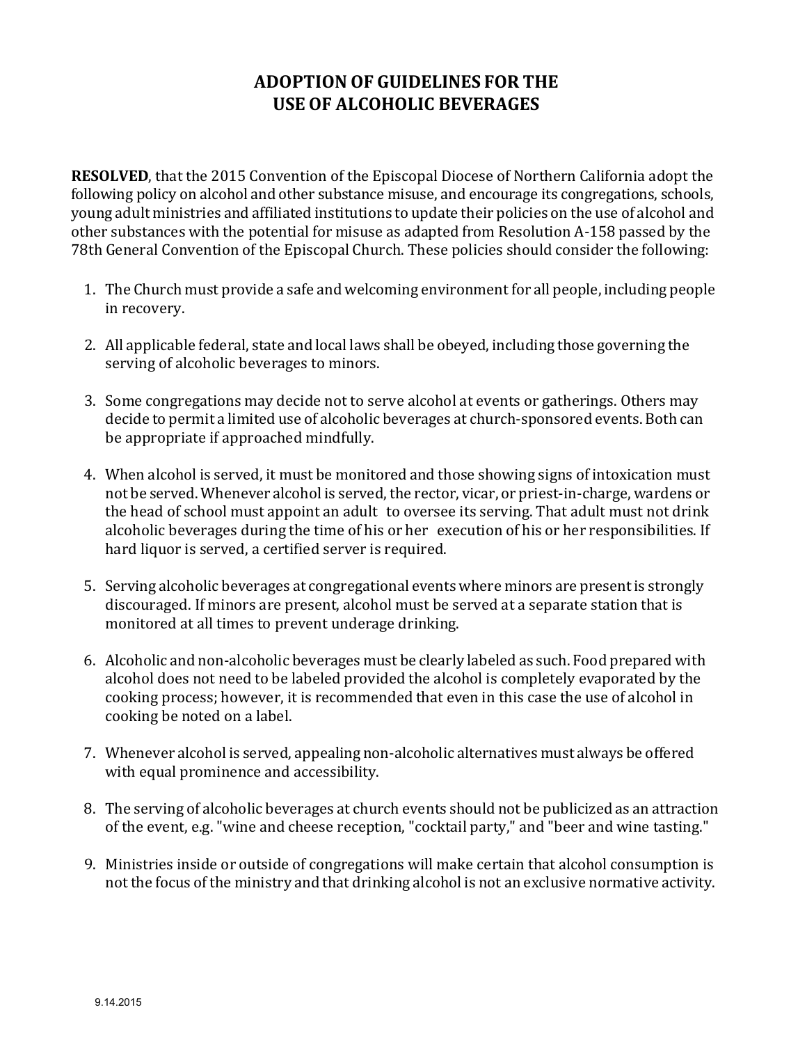# ADOPTION OF GUIDELINES FOR THE USE OF ALCOHOLIC BEVERAGES

**RESOLVED**, that the 2015 Convention of the Episcopal Diocese of Northern California adopt the following policy on alcohol and other substance misuse, and encourage its congregations, schools, young adult ministries and affiliated institutions to update their policies on the use of alcohol and other substances with the potential for misuse as adapted from Resolution A-158 passed by the 78th General Convention of the Episcopal Church. These policies should consider the following:

1. The Church must provide a safe and welcoming environment for all people, including people in recovery.
2. All applicable federal, state and local laws shall be obeyed, including those governing the serving of alcoholic beverages to minors.
3. Some congregations may decide not to serve alcohol at events or gatherings. Others may decide to permit a limited use of alcoholic beverages at church-sponsored events. Both can be appropriate if approached mindfully.
4. When alcohol is served, it must be monitored and those showing signs of intoxication must not be served. Whenever alcohol is served, the rector, vicar, or priest-in-charge, wardens or the head of school must appoint an adult to oversee its serving. That adult must not drink alcoholic beverages during the time of his or her execution of his or her responsibilities. If hard liquor is served, a certified server is required.
5. Serving alcoholic beverages at congregational events where minors are present is strongly discouraged. If minors are present, alcohol must be served at a separate station that is monitored at all times to prevent underage drinking.
6. Alcoholic and non-alcoholic beverages must be clearly labeled as such. Food prepared with alcohol does not need to be labeled provided the alcohol is completely evaporated by the cooking process; however, it is recommended that even in this case the use of alcohol in cooking be noted on a label.
7. Whenever alcohol is served, appealing non-alcoholic alternatives must always be offered with equal prominence and accessibility.
8. The serving of alcoholic beverages at church events should not be publicized as an attraction of the event, e.g. "wine and cheese reception, "cocktail party," and "beer and wine tasting."
9. Ministries inside or outside of congregations will make certain that alcohol consumption is not the focus of the ministry and that drinking alcohol is not an exclusive normative activity.

9.14.2015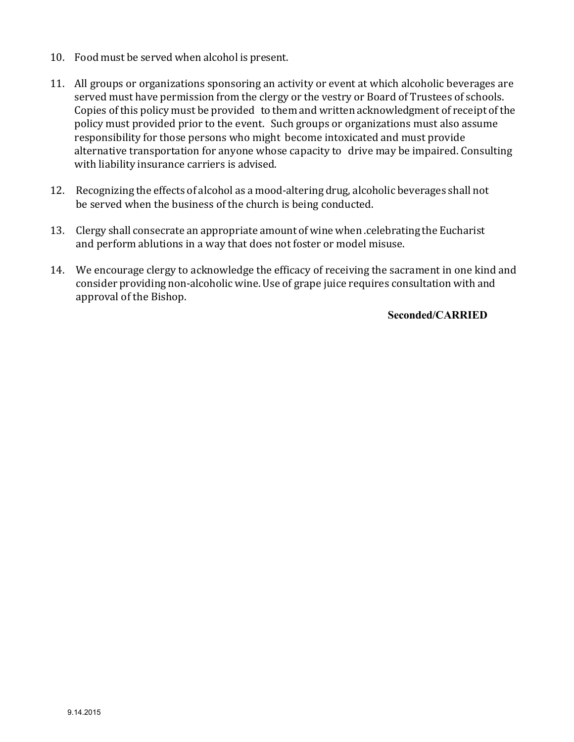10. Food must be served when alcohol is present.

11. All groups or organizations sponsoring an activity or event at which alcoholic beverages are served must have permission from the clergy or the vestry or Board of Trustees of schools. Copies of this policy must be provided to them and written acknowledgment of receipt of the policy must provided prior to the event. Such groups or organizations must also assume responsibility for those persons who might become intoxicated and must provide alternative transportation for anyone whose capacity to drive may be impaired. Consulting with liability insurance carriers is advised.

12. Recognizing the effects of alcohol as a mood-altering drug, alcoholic beverages shall not be served when the business of the church is being conducted.

13. Clergy shall consecrate an appropriate amount of wine when .celebrating the Eucharist and perform ablutions in a way that does not foster or model misuse.

14. We encourage clergy to acknowledge the efficacy of receiving the sacrament in one kind and consider providing non-alcoholic wine. Use of grape juice requires consultation with and approval of the Bishop.

**Seconded/CARRIED**

9.14.2015